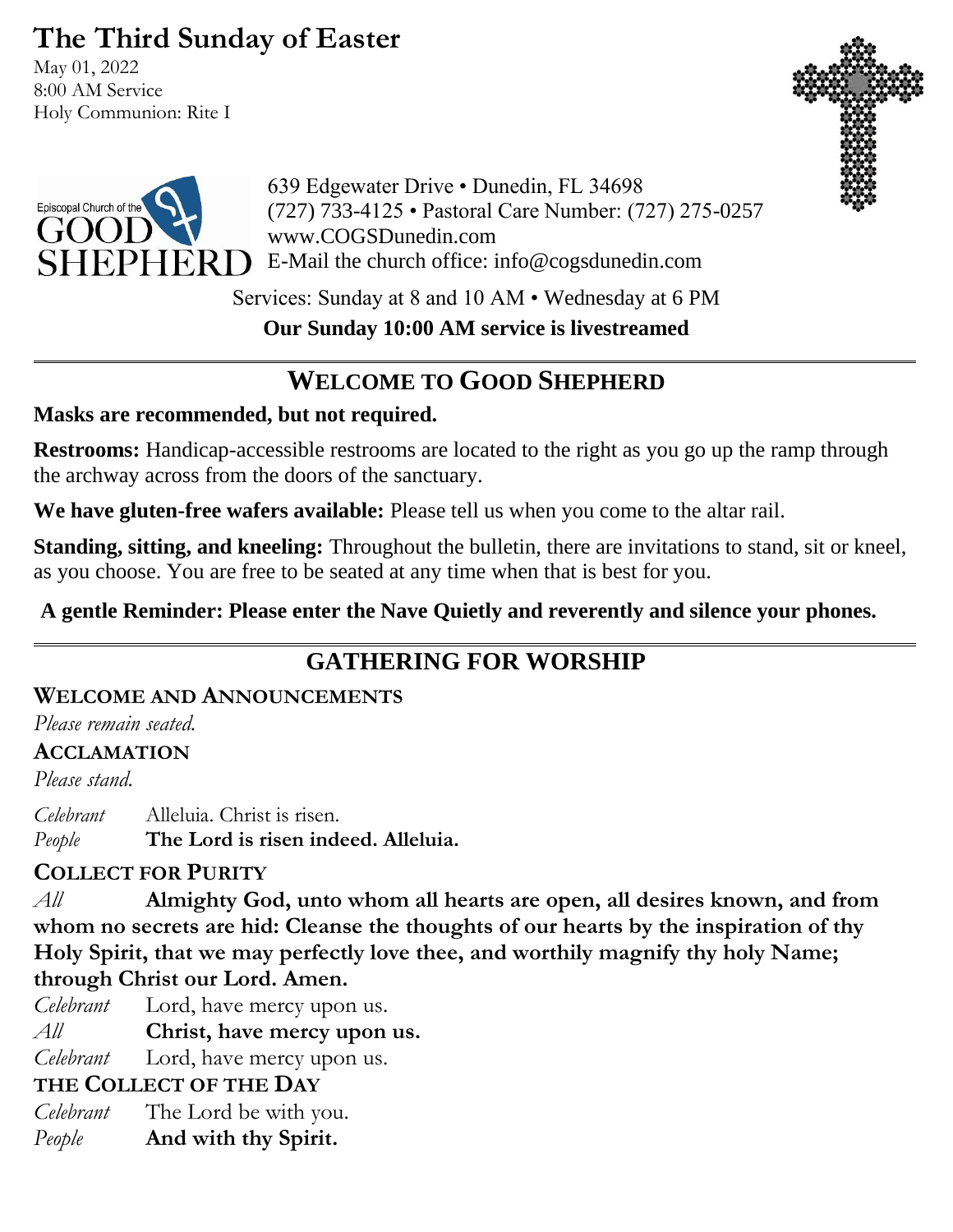# The Third Sunday of Easter

May 01, 2022
8:00 AM Service
Holy Communion: Rite I

639 Edgewater Drive • Dunedin, FL 34698
(727) 733-4125 • Pastoral Care Number: (727) 275-0257
www.COGSDunedin.com
E-Mail the church office: info@cogsdunedin.com

Services: Sunday at 8 and 10 AM • Wednesday at 6 PM

**Our Sunday 10:00 AM service is livestreamed**

## WELCOME TO GOOD SHEPHERD

**Masks are recommended, but not required.**

**Restrooms:** Handicap-accessible restrooms are located to the right as you go up the ramp through the archway across from the doors of the sanctuary.

**We have gluten-free wafers available:** Please tell us when you come to the altar rail.

**Standing, sitting, and kneeling:** Throughout the bulletin, there are invitations to stand, sit or kneel, as you choose. You are free to be seated at any time when that is best for you.

**A gentle Reminder: Please enter the Nave Quietly and reverently and silence your phones.**

## GATHERING FOR WORSHIP

### WELCOME AND ANNOUNCEMENTS

*Please remain seated.*

### ACCLAMATION

*Please stand.*

*Celebrant* Alleluia. Christ is risen.
*People* **The Lord is risen indeed. Alleluia.**

### COLLECT FOR PURITY

*All* **Almighty God, unto whom all hearts are open, all desires known, and from whom no secrets are hid: Cleanse the thoughts of our hearts by the inspiration of thy Holy Spirit, that we may perfectly love thee, and worthily magnify thy holy Name; through Christ our Lord. Amen.**

*Celebrant* Lord, have mercy upon us.
*All* **Christ, have mercy upon us.**
*Celebrant* Lord, have mercy upon us.

### THE COLLECT OF THE DAY

*Celebrant* The Lord be with you.
*People* **And with thy Spirit.**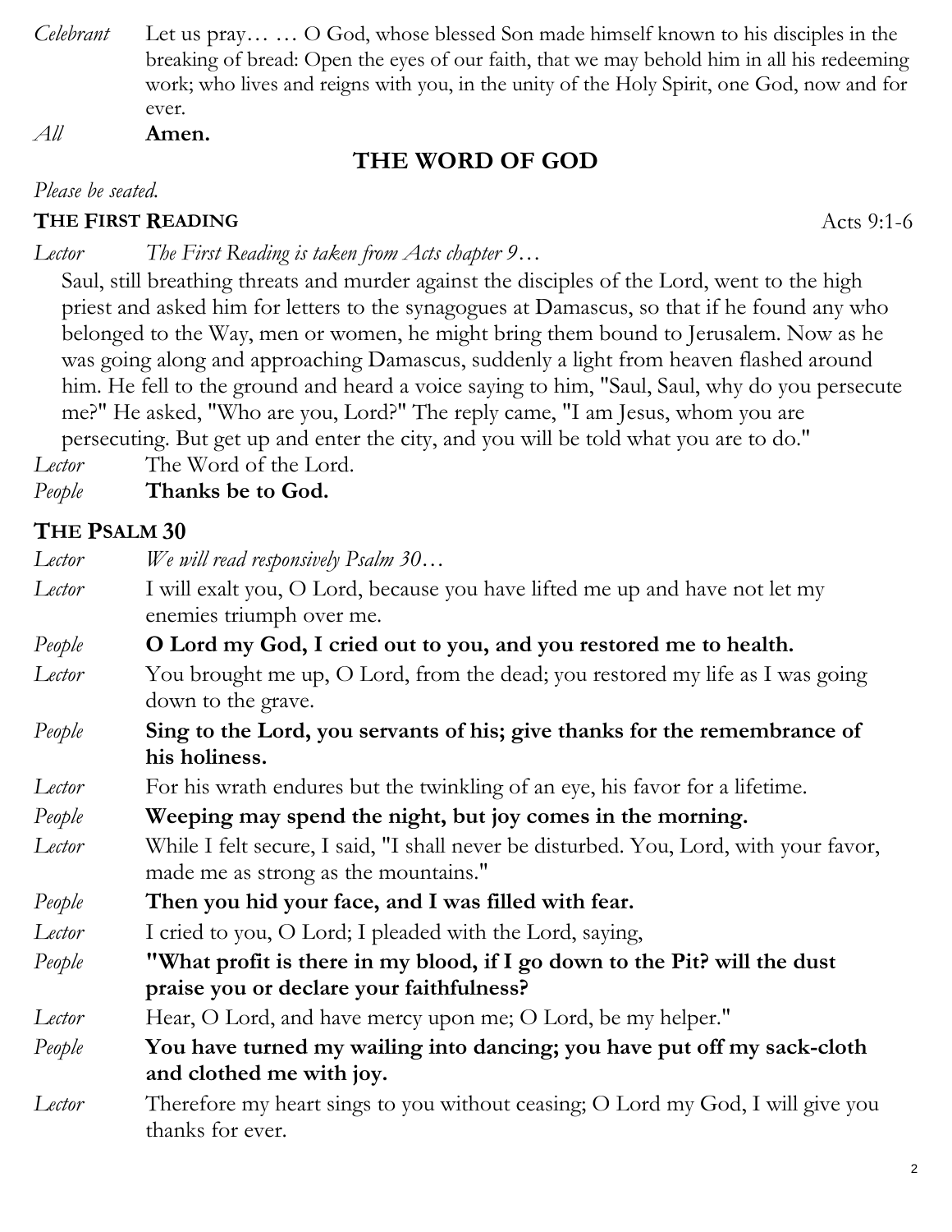*Celebrant* Let us pray… … O God, whose blessed Son made himself known to his disciples in the breaking of bread: Open the eyes of our faith, that we may behold him in all his redeeming work; who lives and reigns with you, in the unity of the Holy Spirit, one God, now and for ever.

*All* **Amen.**

## THE WORD OF GOD

*Please be seated.*

**THE FIRST READING** Acts 9:1-6

*Lector* *The First Reading is taken from Acts chapter 9…*

Saul, still breathing threats and murder against the disciples of the Lord, went to the high priest and asked him for letters to the synagogues at Damascus, so that if he found any who belonged to the Way, men or women, he might bring them bound to Jerusalem. Now as he was going along and approaching Damascus, suddenly a light from heaven flashed around him. He fell to the ground and heard a voice saying to him, "Saul, Saul, why do you persecute me?" He asked, "Who are you, Lord?" The reply came, "I am Jesus, whom you are persecuting. But get up and enter the city, and you will be told what you are to do."

*Lector* The Word of the Lord.

*People* **Thanks be to God.**

**THE PSALM 30**

*Lector* *We will read responsively Psalm 30…*

*Lector* I will exalt you, O Lord, because you have lifted me up and have not let my enemies triumph over me.

*People* **O Lord my God, I cried out to you, and you restored me to health.**

*Lector* You brought me up, O Lord, from the dead; you restored my life as I was going down to the grave.

*People* **Sing to the Lord, you servants of his; give thanks for the remembrance of his holiness.**

*Lector* For his wrath endures but the twinkling of an eye, his favor for a lifetime.

*People* **Weeping may spend the night, but joy comes in the morning.**

*Lector* While I felt secure, I said, "I shall never be disturbed. You, Lord, with your favor, made me as strong as the mountains."

*People* **Then you hid your face, and I was filled with fear.**

*Lector* I cried to you, O Lord; I pleaded with the Lord, saying,

*People* **"What profit is there in my blood, if I go down to the Pit? will the dust praise you or declare your faithfulness?**

*Lector* Hear, O Lord, and have mercy upon me; O Lord, be my helper."

*People* **You have turned my wailing into dancing; you have put off my sack-cloth and clothed me with joy.**

*Lector* Therefore my heart sings to you without ceasing; O Lord my God, I will give you thanks for ever.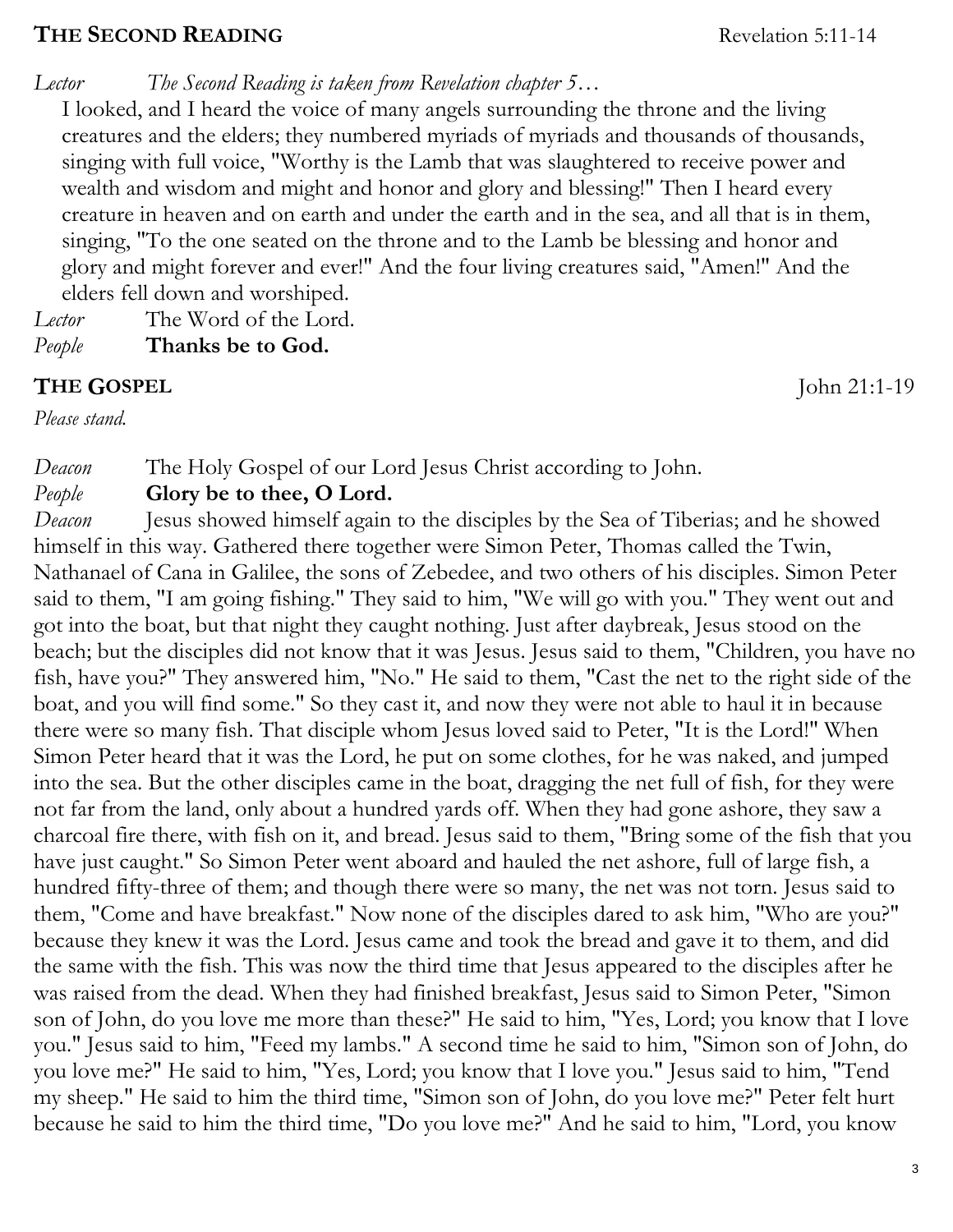## THE SECOND READING — Revelation 5:11-14

*Lector* *The Second Reading is taken from Revelation chapter 5…*

I looked, and I heard the voice of many angels surrounding the throne and the living creatures and the elders; they numbered myriads of myriads and thousands of thousands, singing with full voice, "Worthy is the Lamb that was slaughtered to receive power and wealth and wisdom and might and honor and glory and blessing!" Then I heard every creature in heaven and on earth and under the earth and in the sea, and all that is in them, singing, "To the one seated on the throne and to the Lamb be blessing and honor and glory and might forever and ever!" And the four living creatures said, "Amen!" And the elders fell down and worshiped.

*Lector* The Word of the Lord.

*People* **Thanks be to God.**

## THE GOSPEL — John 21:1-19

*Please stand.*

*Deacon* The Holy Gospel of our Lord Jesus Christ according to John.

*People* **Glory be to thee, O Lord.**

*Deacon* Jesus showed himself again to the disciples by the Sea of Tiberias; and he showed himself in this way. Gathered there together were Simon Peter, Thomas called the Twin, Nathanael of Cana in Galilee, the sons of Zebedee, and two others of his disciples. Simon Peter said to them, "I am going fishing." They said to him, "We will go with you." They went out and got into the boat, but that night they caught nothing. Just after daybreak, Jesus stood on the beach; but the disciples did not know that it was Jesus. Jesus said to them, "Children, you have no fish, have you?" They answered him, "No." He said to them, "Cast the net to the right side of the boat, and you will find some." So they cast it, and now they were not able to haul it in because there were so many fish. That disciple whom Jesus loved said to Peter, "It is the Lord!" When Simon Peter heard that it was the Lord, he put on some clothes, for he was naked, and jumped into the sea. But the other disciples came in the boat, dragging the net full of fish, for they were not far from the land, only about a hundred yards off. When they had gone ashore, they saw a charcoal fire there, with fish on it, and bread. Jesus said to them, "Bring some of the fish that you have just caught." So Simon Peter went aboard and hauled the net ashore, full of large fish, a hundred fifty-three of them; and though there were so many, the net was not torn. Jesus said to them, "Come and have breakfast." Now none of the disciples dared to ask him, "Who are you?" because they knew it was the Lord. Jesus came and took the bread and gave it to them, and did the same with the fish. This was now the third time that Jesus appeared to the disciples after he was raised from the dead. When they had finished breakfast, Jesus said to Simon Peter, "Simon son of John, do you love me more than these?" He said to him, "Yes, Lord; you know that I love you." Jesus said to him, "Feed my lambs." A second time he said to him, "Simon son of John, do you love me?" He said to him, "Yes, Lord; you know that I love you." Jesus said to him, "Tend my sheep." He said to him the third time, "Simon son of John, do you love me?" Peter felt hurt because he said to him the third time, "Do you love me?" And he said to him, "Lord, you know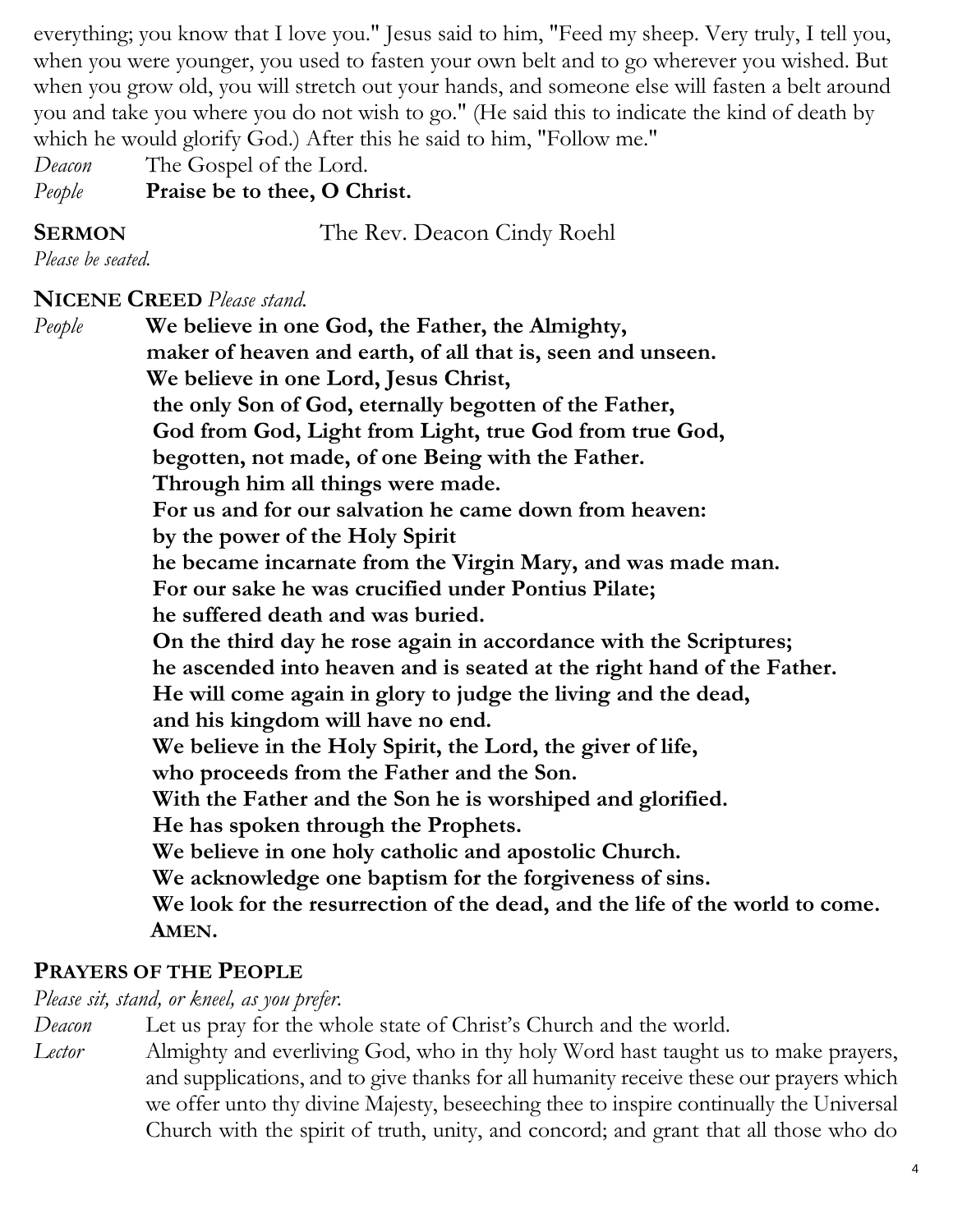everything; you know that I love you." Jesus said to him, "Feed my sheep. Very truly, I tell you, when you were younger, you used to fasten your own belt and to go wherever you wished. But when you grow old, you will stretch out your hands, and someone else will fasten a belt around you and take you where you do not wish to go." (He said this to indicate the kind of death by which he would glorify God.) After this he said to him, "Follow me."

*Deacon* The Gospel of the Lord.
*People* **Praise be to thee, O Christ.**

**SERMON** The Rev. Deacon Cindy Roehl
*Please be seated.*

**NICENE CREED** *Please stand.*

*People* **We believe in one God, the Father, the Almighty,**
**maker of heaven and earth, of all that is, seen and unseen.**
**We believe in one Lord, Jesus Christ,**
**the only Son of God, eternally begotten of the Father,**
**God from God, Light from Light, true God from true God,**
**begotten, not made, of one Being with the Father.**
**Through him all things were made.**
**For us and for our salvation he came down from heaven:**
**by the power of the Holy Spirit**
**he became incarnate from the Virgin Mary, and was made man.**
**For our sake he was crucified under Pontius Pilate;**
**he suffered death and was buried.**
**On the third day he rose again in accordance with the Scriptures;**
**he ascended into heaven and is seated at the right hand of the Father.**
**He will come again in glory to judge the living and the dead,**
**and his kingdom will have no end.**
**We believe in the Holy Spirit, the Lord, the giver of life,**
**who proceeds from the Father and the Son.**
**With the Father and the Son he is worshiped and glorified.**
**He has spoken through the Prophets.**
**We believe in one holy catholic and apostolic Church.**
**We acknowledge one baptism for the forgiveness of sins.**
**We look for the resurrection of the dead, and the life of the world to come.**
**AMEN.**

**PRAYERS OF THE PEOPLE**
*Please sit, stand, or kneel, as you prefer.*

*Deacon* Let us pray for the whole state of Christ's Church and the world.

*Lector* Almighty and everliving God, who in thy holy Word hast taught us to make prayers, and supplications, and to give thanks for all humanity receive these our prayers which we offer unto thy divine Majesty, beseeching thee to inspire continually the Universal Church with the spirit of truth, unity, and concord; and grant that all those who do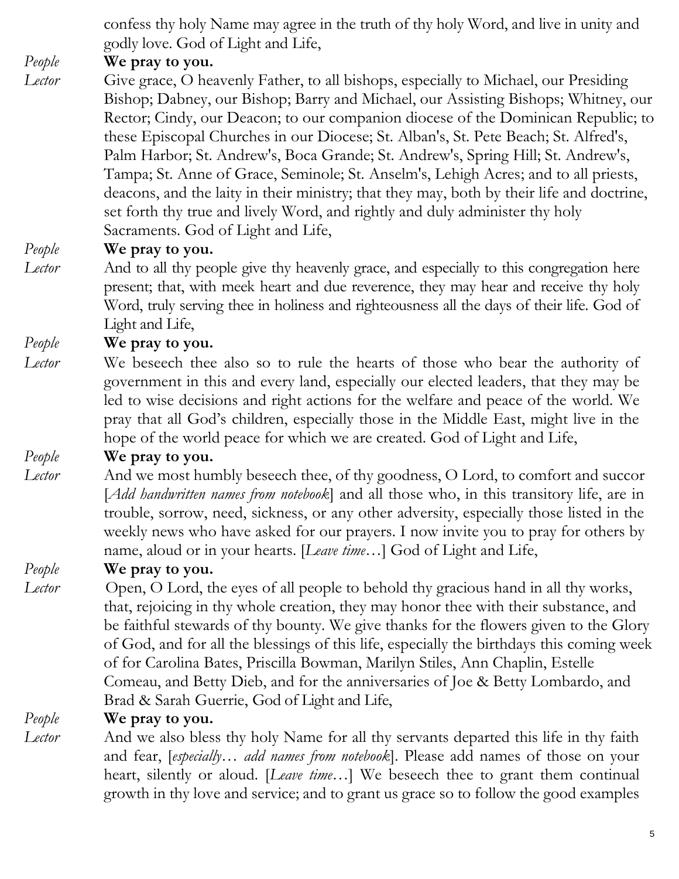confess thy holy Name may agree in the truth of thy holy Word, and live in unity and godly love. God of Light and Life,

*People* **We pray to you.**

*Lector* Give grace, O heavenly Father, to all bishops, especially to Michael, our Presiding Bishop; Dabney, our Bishop; Barry and Michael, our Assisting Bishops; Whitney, our Rector; Cindy, our Deacon; to our companion diocese of the Dominican Republic; to these Episcopal Churches in our Diocese; St. Alban's, St. Pete Beach; St. Alfred's, Palm Harbor; St. Andrew's, Boca Grande; St. Andrew's, Spring Hill; St. Andrew's, Tampa; St. Anne of Grace, Seminole; St. Anselm's, Lehigh Acres; and to all priests, deacons, and the laity in their ministry; that they may, both by their life and doctrine, set forth thy true and lively Word, and rightly and duly administer thy holy Sacraments. God of Light and Life,

*People* **We pray to you.**

*Lector* And to all thy people give thy heavenly grace, and especially to this congregation here present; that, with meek heart and due reverence, they may hear and receive thy holy Word, truly serving thee in holiness and righteousness all the days of their life. God of Light and Life,

*People* **We pray to you.**

*Lector* We beseech thee also so to rule the hearts of those who bear the authority of government in this and every land, especially our elected leaders, that they may be led to wise decisions and right actions for the welfare and peace of the world. We pray that all God's children, especially those in the Middle East, might live in the hope of the world peace for which we are created. God of Light and Life,

*People* **We pray to you.**

*Lector* And we most humbly beseech thee, of thy goodness, O Lord, to comfort and succor [*Add handwritten names from notebook*] and all those who, in this transitory life, are in trouble, sorrow, need, sickness, or any other adversity, especially those listed in the weekly news who have asked for our prayers. I now invite you to pray for others by name, aloud or in your hearts. [*Leave time…*] God of Light and Life,

*People* **We pray to you.**

*Lector* Open, O Lord, the eyes of all people to behold thy gracious hand in all thy works, that, rejoicing in thy whole creation, they may honor thee with their substance, and be faithful stewards of thy bounty. We give thanks for the flowers given to the Glory of God, and for all the blessings of this life, especially the birthdays this coming week of for Carolina Bates, Priscilla Bowman, Marilyn Stiles, Ann Chaplin, Estelle Comeau, and Betty Dieb, and for the anniversaries of Joe & Betty Lombardo, and Brad & Sarah Guerrie, God of Light and Life,

*People* **We pray to you.**

*Lector* And we also bless thy holy Name for all thy servants departed this life in thy faith and fear, [*especially… add names from notebook*]. Please add names of those on your heart, silently or aloud. [*Leave time…*] We beseech thee to grant them continual growth in thy love and service; and to grant us grace so to follow the good examples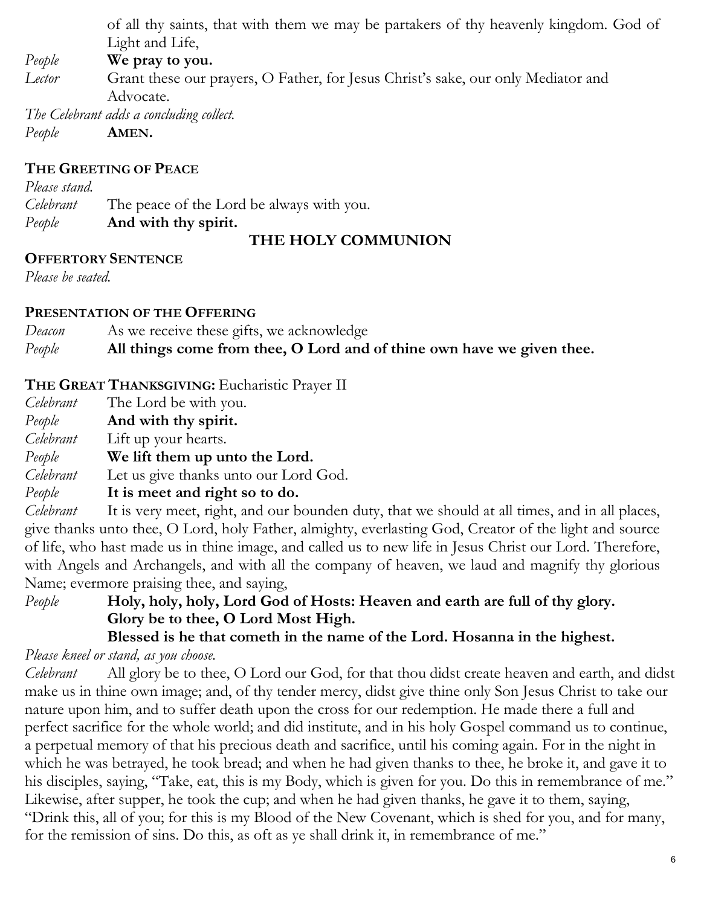of all thy saints, that with them we may be partakers of thy heavenly kingdom. God of Light and Life,

*People* **We pray to you.**

*Lector* Grant these our prayers, O Father, for Jesus Christ's sake, our only Mediator and Advocate.

*The Celebrant adds a concluding collect.*

*People* **AMEN.**

**THE GREETING OF PEACE**

*Please stand.*

*Celebrant* The peace of the Lord be always with you.

*People* **And with thy spirit.**

## THE HOLY COMMUNION

**OFFERTORY SENTENCE**

*Please be seated.*

**PRESENTATION OF THE OFFERING**

*Deacon* As we receive these gifts, we acknowledge

*People* **All things come from thee, O Lord and of thine own have we given thee.**

**THE GREAT THANKSGIVING:** Eucharistic Prayer II

*Celebrant* The Lord be with you.

*People* **And with thy spirit.**

*Celebrant* Lift up your hearts.

*People* **We lift them up unto the Lord.**

*Celebrant* Let us give thanks unto our Lord God.

*People* **It is meet and right so to do.**

*Celebrant* It is very meet, right, and our bounden duty, that we should at all times, and in all places, give thanks unto thee, O Lord, holy Father, almighty, everlasting God, Creator of the light and source of life, who hast made us in thine image, and called us to new life in Jesus Christ our Lord. Therefore, with Angels and Archangels, and with all the company of heaven, we laud and magnify thy glorious Name; evermore praising thee, and saying,

*People* **Holy, holy, holy, Lord God of Hosts: Heaven and earth are full of thy glory. Glory be to thee, O Lord Most High.**
**Blessed is he that cometh in the name of the Lord. Hosanna in the highest.**

*Please kneel or stand, as you choose.*

*Celebrant* All glory be to thee, O Lord our God, for that thou didst create heaven and earth, and didst make us in thine own image; and, of thy tender mercy, didst give thine only Son Jesus Christ to take our nature upon him, and to suffer death upon the cross for our redemption. He made there a full and perfect sacrifice for the whole world; and did institute, and in his holy Gospel command us to continue, a perpetual memory of that his precious death and sacrifice, until his coming again. For in the night in which he was betrayed, he took bread; and when he had given thanks to thee, he broke it, and gave it to his disciples, saying, "Take, eat, this is my Body, which is given for you. Do this in remembrance of me." Likewise, after supper, he took the cup; and when he had given thanks, he gave it to them, saying, "Drink this, all of you; for this is my Blood of the New Covenant, which is shed for you, and for many, for the remission of sins. Do this, as oft as ye shall drink it, in remembrance of me."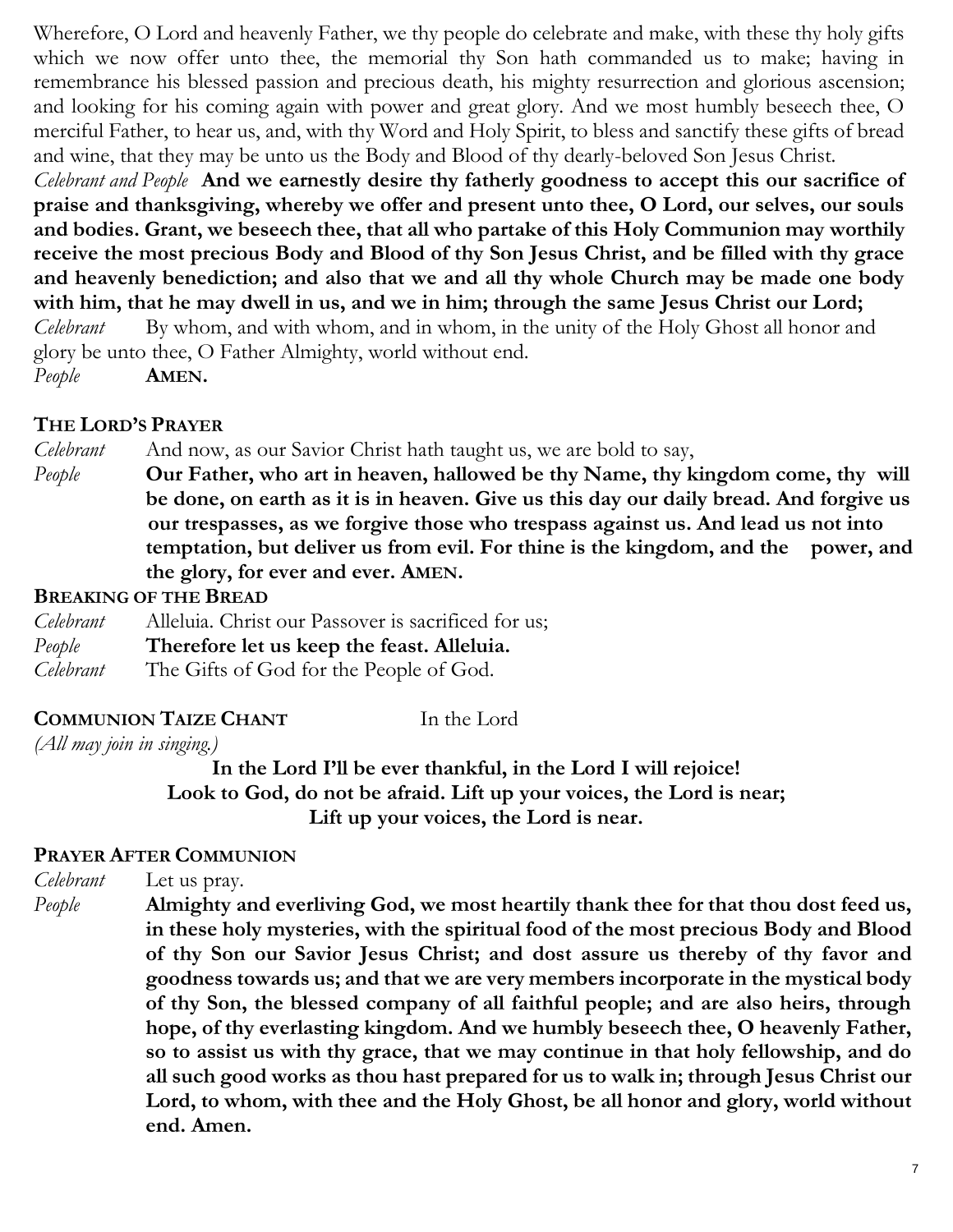Wherefore, O Lord and heavenly Father, we thy people do celebrate and make, with these thy holy gifts which we now offer unto thee, the memorial thy Son hath commanded us to make; having in remembrance his blessed passion and precious death, his mighty resurrection and glorious ascension; and looking for his coming again with power and great glory. And we most humbly beseech thee, O merciful Father, to hear us, and, with thy Word and Holy Spirit, to bless and sanctify these gifts of bread and wine, that they may be unto us the Body and Blood of thy dearly-beloved Son Jesus Christ.

*Celebrant and People* **And we earnestly desire thy fatherly goodness to accept this our sacrifice of praise and thanksgiving, whereby we offer and present unto thee, O Lord, our selves, our souls and bodies. Grant, we beseech thee, that all who partake of this Holy Communion may worthily receive the most precious Body and Blood of thy Son Jesus Christ, and be filled with thy grace and heavenly benediction; and also that we and all thy whole Church may be made one body with him, that he may dwell in us, and we in him; through the same Jesus Christ our Lord;**

*Celebrant* By whom, and with whom, and in whom, in the unity of the Holy Ghost all honor and glory be unto thee, O Father Almighty, world without end.

*People* **AMEN.**

**THE LORD'S PRAYER**

*Celebrant* And now, as our Savior Christ hath taught us, we are bold to say,

*People* **Our Father, who art in heaven, hallowed be thy Name, thy kingdom come, thy will be done, on earth as it is in heaven. Give us this day our daily bread. And forgive us our trespasses, as we forgive those who trespass against us. And lead us not into temptation, but deliver us from evil. For thine is the kingdom, and the power, and the glory, for ever and ever. AMEN.**

**BREAKING OF THE BREAD**

*Celebrant* Alleluia. Christ our Passover is sacrificed for us;

*People* **Therefore let us keep the feast. Alleluia.**

*Celebrant* The Gifts of God for the People of God.

**COMMUNION TAIZE CHANT** In the Lord

*(All may join in singing.)*

**In the Lord I'll be ever thankful, in the Lord I will rejoice!**
**Look to God, do not be afraid. Lift up your voices, the Lord is near;**
**Lift up your voices, the Lord is near.**

**PRAYER AFTER COMMUNION**

*Celebrant* Let us pray.

*People* **Almighty and everliving God, we most heartily thank thee for that thou dost feed us, in these holy mysteries, with the spiritual food of the most precious Body and Blood of thy Son our Savior Jesus Christ; and dost assure us thereby of thy favor and goodness towards us; and that we are very members incorporate in the mystical body of thy Son, the blessed company of all faithful people; and are also heirs, through hope, of thy everlasting kingdom. And we humbly beseech thee, O heavenly Father, so to assist us with thy grace, that we may continue in that holy fellowship, and do all such good works as thou hast prepared for us to walk in; through Jesus Christ our Lord, to whom, with thee and the Holy Ghost, be all honor and glory, world without end. Amen.**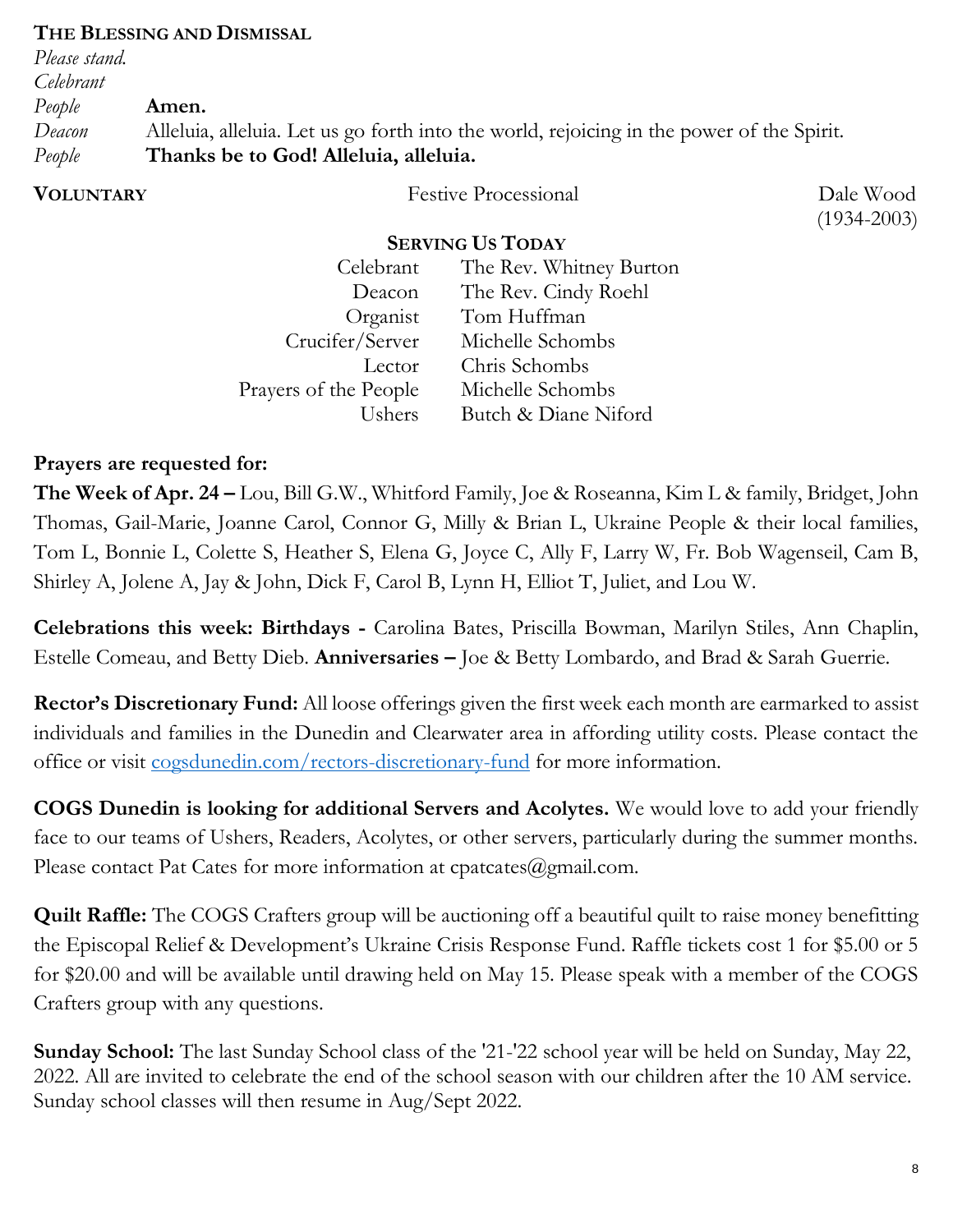**THE BLESSING AND DISMISSAL**

*Please stand.*

*Celebrant*

*People* **Amen.**

*Deacon* Alleluia, alleluia. Let us go forth into the world, rejoicing in the power of the Spirit.

*People* **Thanks be to God! Alleluia, alleluia.**

**VOLUNTARY** Festive Processional Dale Wood (1934-2003)

**SERVING US TODAY**

| | |
|---|---|
| Celebrant | The Rev. Whitney Burton |
| Deacon | The Rev. Cindy Roehl |
| Organist | Tom Huffman |
| Crucifer/Server | Michelle Schombs |
| Lector | Chris Schombs |
| Prayers of the People | Michelle Schombs |
| Ushers | Butch & Diane Niford |

**Prayers are requested for:**

**The Week of Apr. 24 –** Lou, Bill G.W., Whitford Family, Joe & Roseanna, Kim L & family, Bridget, John Thomas, Gail-Marie, Joanne Carol, Connor G, Milly & Brian L, Ukraine People & their local families, Tom L, Bonnie L, Colette S, Heather S, Elena G, Joyce C, Ally F, Larry W, Fr. Bob Wagenseil, Cam B, Shirley A, Jolene A, Jay & John, Dick F, Carol B, Lynn H, Elliot T, Juliet, and Lou W.

**Celebrations this week: Birthdays -** Carolina Bates, Priscilla Bowman, Marilyn Stiles, Ann Chaplin, Estelle Comeau, and Betty Dieb. **Anniversaries –** Joe & Betty Lombardo, and Brad & Sarah Guerrie.

**Rector's Discretionary Fund:** All loose offerings given the first week each month are earmarked to assist individuals and families in the Dunedin and Clearwater area in affording utility costs. Please contact the office or visit cogsdunedin.com/rectors-discretionary-fund for more information.

**COGS Dunedin is looking for additional Servers and Acolytes.** We would love to add your friendly face to our teams of Ushers, Readers, Acolytes, or other servers, particularly during the summer months. Please contact Pat Cates for more information at cpatcates@gmail.com.

**Quilt Raffle:** The COGS Crafters group will be auctioning off a beautiful quilt to raise money benefitting the Episcopal Relief & Development's Ukraine Crisis Response Fund. Raffle tickets cost 1 for $5.00 or 5 for $20.00 and will be available until drawing held on May 15. Please speak with a member of the COGS Crafters group with any questions.

**Sunday School:** The last Sunday School class of the '21-'22 school year will be held on Sunday, May 22, 2022. All are invited to celebrate the end of the school season with our children after the 10 AM service. Sunday school classes will then resume in Aug/Sept 2022.